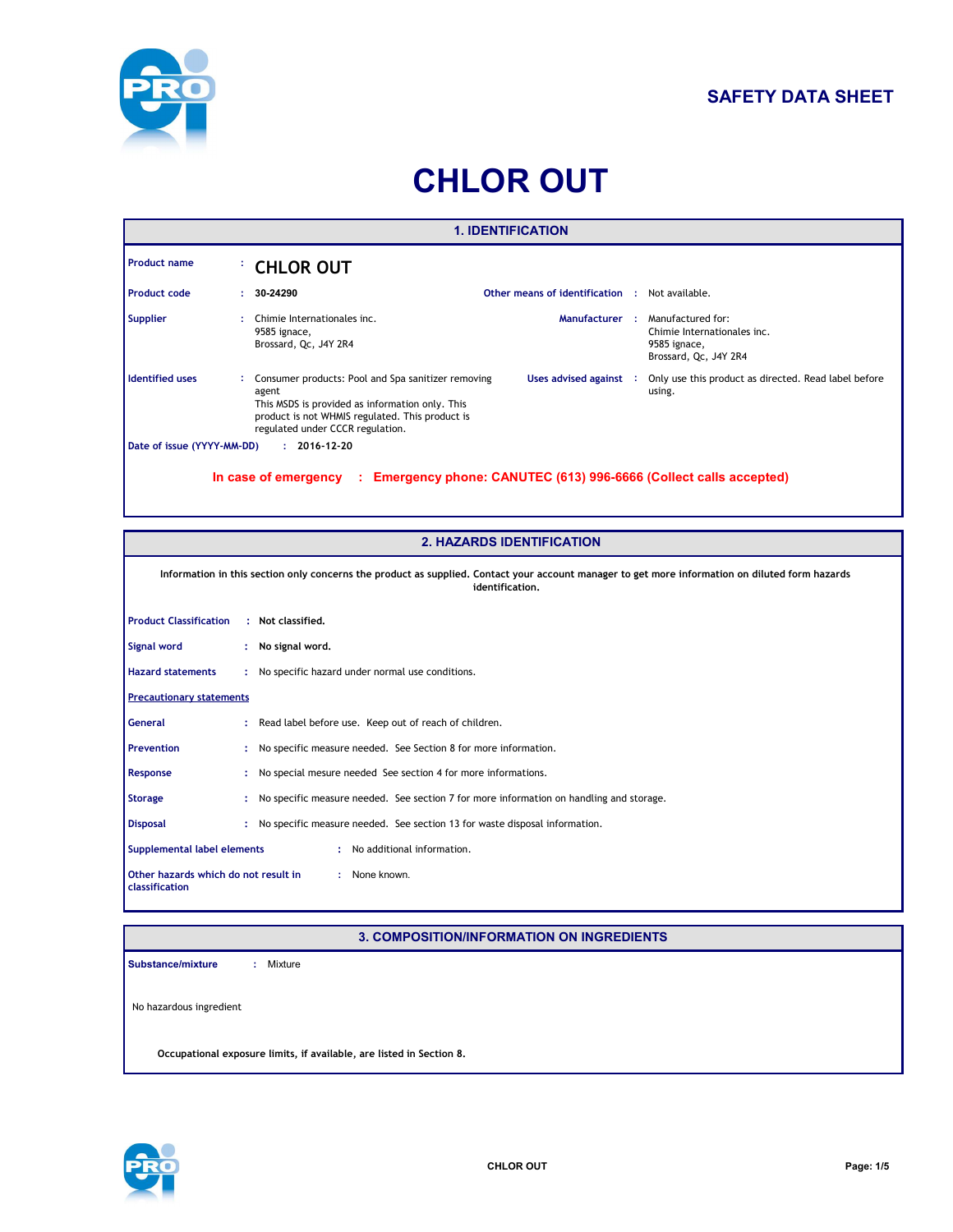SAFETY DATA SHEET

# CHLOR OUT

## 1. IDENTIFICATION

| | | | |
|---|---|---|---|
| **Product name** | **CHLOR OUT** | | |
| **Product code** | **30-24290** | **Other means of identification** | Not available. |
| **Supplier** | Chimie Internationales inc.<br>9585 ignace,<br>Brossard, Qc, J4Y 2R4 | **Manufacturer** | Manufactured for:<br>Chimie Internationales inc.<br>9585 ignace,<br>Brossard, Qc, J4Y 2R4 |
| **Identified uses** | Consumer products: Pool and Spa sanitizer removing agent<br>This MSDS is provided as information only. This product is not WHMIS regulated. This product is regulated under CCCR regulation. | **Uses advised against** | Only use this product as directed. Read label before using. |
| **Date of issue (YYYY-MM-DD)** | **2016-12-20** | | |

**In case of emergency : Emergency phone: CANUTEC (613) 996-6666 (Collect calls accepted)**

## 2. HAZARDS IDENTIFICATION

**Information in this section only concerns the product as supplied. Contact your account manager to get more information on diluted form hazards identification.**

**Product Classification** : **Not classified.**

**Signal word** : **No signal word.**

**Hazard statements** : No specific hazard under normal use conditions.

**Precautionary statements**

**General** : Read label before use. Keep out of reach of children.

**Prevention** : No specific measure needed. See Section 8 for more information.

**Response** : No special mesure needed See section 4 for more informations.

**Storage** : No specific measure needed. See section 7 for more information on handling and storage.

**Disposal** : No specific measure needed. See section 13 for waste disposal information.

**Supplemental label elements** : No additional information.

**Other hazards which do not result in classification** : None known.

## 3. COMPOSITION/INFORMATION ON INGREDIENTS

**Substance/mixture** : Mixture

No hazardous ingredient

**Occupational exposure limits, if available, are listed in Section 8.**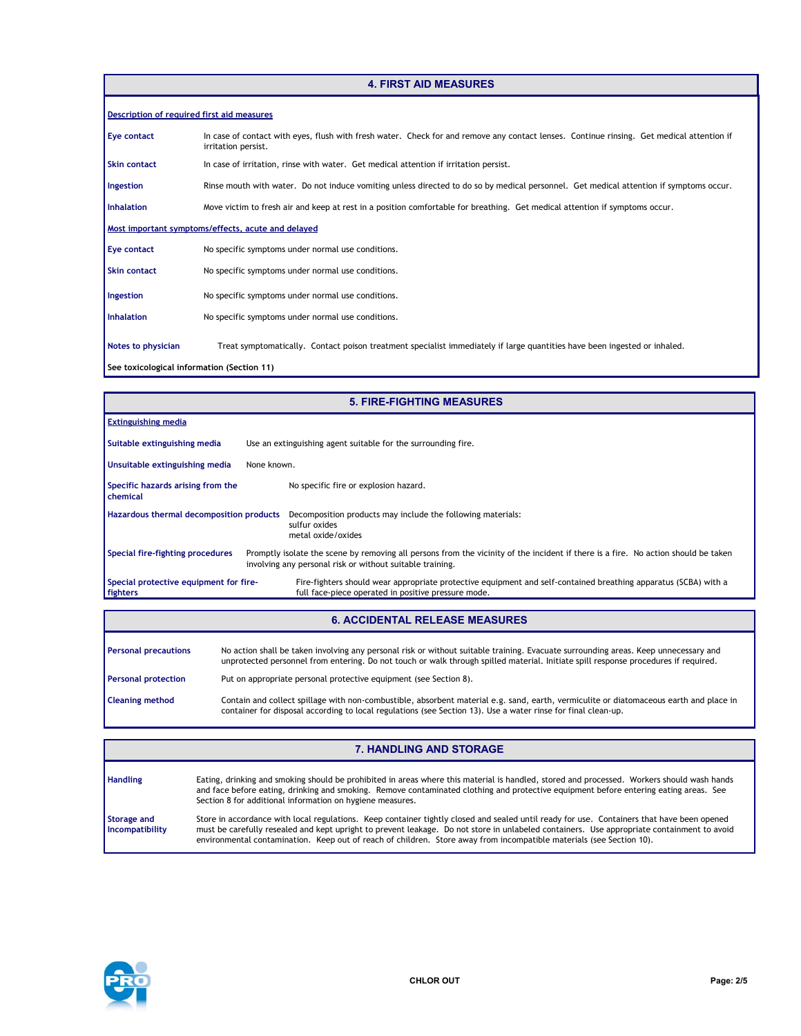## 4. FIRST AID MEASURES

### Description of required first aid measures

**Eye contact** In case of contact with eyes, flush with fresh water. Check for and remove any contact lenses. Continue rinsing. Get medical attention if irritation persist.

**Skin contact** In case of irritation, rinse with water. Get medical attention if irritation persist.

**Ingestion** Rinse mouth with water. Do not induce vomiting unless directed to do so by medical personnel. Get medical attention if symptoms occur.

**Inhalation** Move victim to fresh air and keep at rest in a position comfortable for breathing. Get medical attention if symptoms occur.

### Most important symptoms/effects, acute and delayed

**Eye contact** No specific symptoms under normal use conditions.

**Skin contact** No specific symptoms under normal use conditions.

**Ingestion** No specific symptoms under normal use conditions.

**Inhalation** No specific symptoms under normal use conditions.

**Notes to physician** Treat symptomatically. Contact poison treatment specialist immediately if large quantities have been ingested or inhaled.

**See toxicological information (Section 11)**

## 5. FIRE-FIGHTING MEASURES

### Extinguishing media

**Suitable extinguishing media** Use an extinguishing agent suitable for the surrounding fire.

**Unsuitable extinguishing media** None known.

**Specific hazards arising from the chemical** No specific fire or explosion hazard.

**Hazardous thermal decomposition products** Decomposition products may include the following materials:
sulfur oxides
metal oxide/oxides

**Special fire-fighting procedures** Promptly isolate the scene by removing all persons from the vicinity of the incident if there is a fire. No action should be taken involving any personal risk or without suitable training.

**Special protective equipment for fire-fighters** Fire-fighters should wear appropriate protective equipment and self-contained breathing apparatus (SCBA) with a full face-piece operated in positive pressure mode.

## 6. ACCIDENTAL RELEASE MEASURES

**Personal precautions** No action shall be taken involving any personal risk or without suitable training. Evacuate surrounding areas. Keep unnecessary and unprotected personnel from entering. Do not touch or walk through spilled material. Initiate spill response procedures if required.

**Personal protection** Put on appropriate personal protective equipment (see Section 8).

**Cleaning method** Contain and collect spillage with non-combustible, absorbent material e.g. sand, earth, vermiculite or diatomaceous earth and place in container for disposal according to local regulations (see Section 13). Use a water rinse for final clean-up.

## 7. HANDLING AND STORAGE

**Handling** Eating, drinking and smoking should be prohibited in areas where this material is handled, stored and processed. Workers should wash hands and face before eating, drinking and smoking. Remove contaminated clothing and protective equipment before entering eating areas. See Section 8 for additional information on hygiene measures.

**Storage and Incompatibility** Store in accordance with local regulations. Keep container tightly closed and sealed until ready for use. Containers that have been opened must be carefully resealed and kept upright to prevent leakage. Do not store in unlabeled containers. Use appropriate containment to avoid environmental contamination. Keep out of reach of children. Store away from incompatible materials (see Section 10).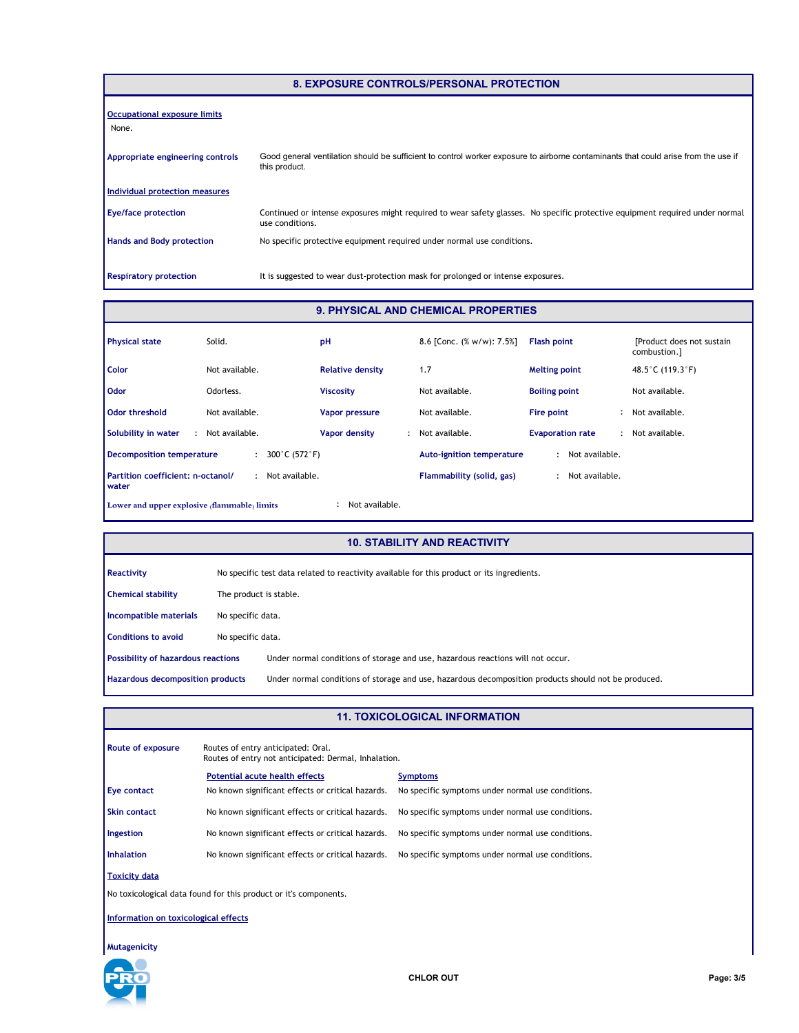## 8. EXPOSURE CONTROLS/PERSONAL PROTECTION

**Occupational exposure limits**

None.

**Appropriate engineering controls** Good general ventilation should be sufficient to control worker exposure to airborne contaminants that could arise from the use if this product.

**Individual protection measures**

**Eye/face protection** Continued or intense exposures might required to wear safety glasses. No specific protective equipment required under normal use conditions.

**Hands and Body protection** No specific protective equipment required under normal use conditions.

**Respiratory protection** It is suggested to wear dust-protection mask for prolonged or intense exposures.

## 9. PHYSICAL AND CHEMICAL PROPERTIES

| | | | | | |
|---|---|---|---|---|---|
| **Physical state** | Solid. | **pH** | 8.6 [Conc. (% w/w): 7.5%] | **Flash point** | [Product does not sustain combustion.] |
| **Color** | Not available. | **Relative density** | 1.7 | **Melting point** | 48.5°C (119.3°F) |
| **Odor** | Odorless. | **Viscosity** | Not available. | **Boiling point** | Not available. |
| **Odor threshold** | Not available. | **Vapor pressure** | Not available. | **Fire point** | Not available. |
| **Solubility in water** | Not available. | **Vapor density** | Not available. | **Evaporation rate** | Not available. |

**Decomposition temperature** : 300°C (572°F)

**Auto-ignition temperature** : Not available.

**Partition coefficient: n-octanol/water** : Not available.

**Flammability (solid, gas)** : Not available.

**Lower and upper explosive (flammable) limits** : Not available.

## 10. STABILITY AND REACTIVITY

**Reactivity** No specific test data related to reactivity available for this product or its ingredients.

**Chemical stability** The product is stable.

**Incompatible materials** No specific data.

**Conditions to avoid** No specific data.

**Possibility of hazardous reactions** Under normal conditions of storage and use, hazardous reactions will not occur.

**Hazardous decomposition products** Under normal conditions of storage and use, hazardous decomposition products should not be produced.

## 11. TOXICOLOGICAL INFORMATION

**Route of exposure** Routes of entry anticipated: Oral.
Routes of entry not anticipated: Dermal, Inhalation.

| | Potential acute health effects | Symptoms |
|---|---|---|
| **Eye contact** | No known significant effects or critical hazards. | No specific symptoms under normal use conditions. |
| **Skin contact** | No known significant effects or critical hazards. | No specific symptoms under normal use conditions. |
| **Ingestion** | No known significant effects or critical hazards. | No specific symptoms under normal use conditions. |
| **Inhalation** | No known significant effects or critical hazards. | No specific symptoms under normal use conditions. |

**Toxicity data**

No toxicological data found for this product or it's components.

**Information on toxicological effects**

**Mutagenicity**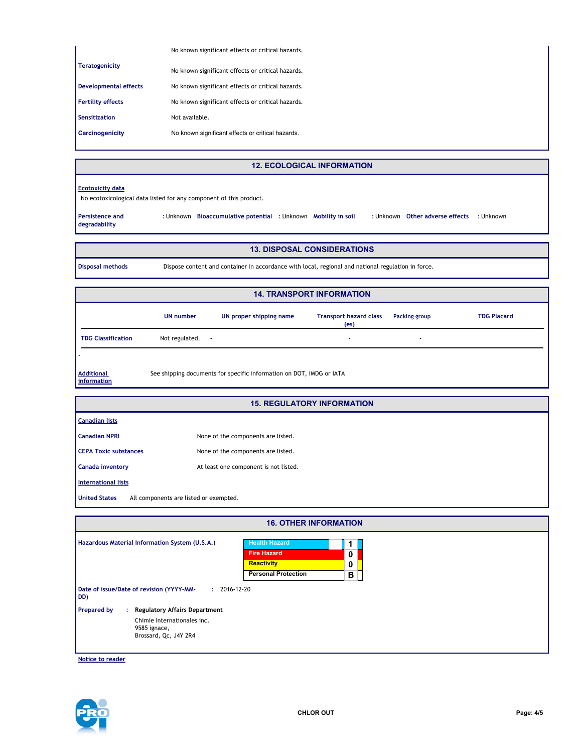| | |
|---|---|
| | No known significant effects or critical hazards. |
| **Teratogenicity** | No known significant effects or critical hazards. |
| **Developmental effects** | No known significant effects or critical hazards. |
| **Fertility effects** | No known significant effects or critical hazards. |
| **Sensitization** | Not available. |
| **Carcinogenicity** | No known significant effects or critical hazards. |

## 12. ECOLOGICAL INFORMATION

**Ecotoxicity data**

No ecotoxicological data listed for any component of this product.

**Persistence and degradability** : Unknown **Bioaccumulative potential** : Unknown **Mobility in soil** : Unknown **Other adverse effects** : Unknown

## 13. DISPOSAL CONSIDERATIONS

**Disposal methods** Dispose content and container in accordance with local, regional and national regulation in force.

## 14. TRANSPORT INFORMATION

| | UN number | UN proper shipping name | Transport hazard class (es) | Packing group | TDG Placard |
|---|---|---|---|---|---|
| **TDG Classification** | Not regulated. | - | - | - | |

-

**Additional information** See shipping documents for specific information on DOT, IMDG or IATA

## 15. REGULATORY INFORMATION

**Canadian lists**

| | |
|---|---|
| **Canadian NPRI** | None of the components are listed. |
| **CEPA Toxic substances** | None of the components are listed. |
| **Canada inventory** | At least one component is not listed. |

**International lists**

**United States** All components are listed or exempted.

## 16. OTHER INFORMATION

**Hazardous Material Information System (U.S.A.)**

| | |
|---|---|
| Health Hazard | 1 |
| Fire Hazard | 0 |
| Reactivity | 0 |
| Personal Protection | B |

**Date of issue/Date of revision (YYYY-MM-DD)** : 2016-12-20

**Prepared by** : **Regulatory Affairs Department**

Chimie Internationales inc.
9585 ignace,
Brossard, Qc, J4Y 2R4

**Notice to reader**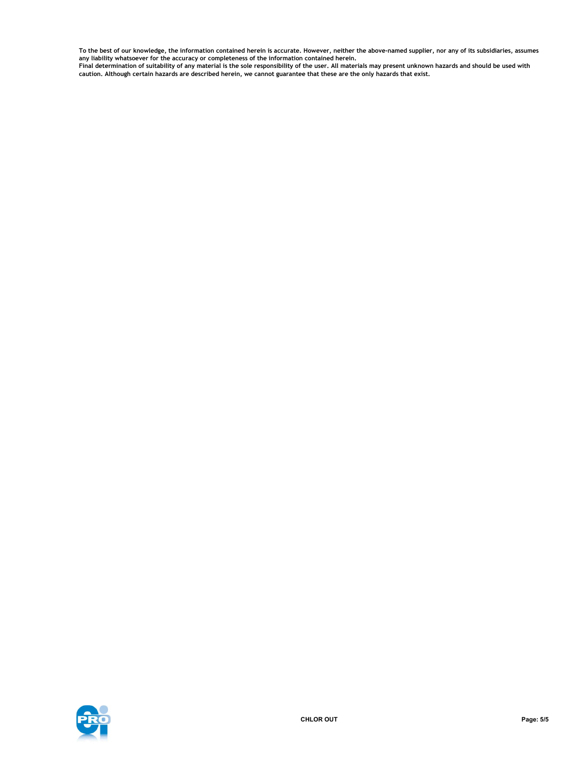**To the best of our knowledge, the information contained herein is accurate. However, neither the above-named supplier, nor any of its subsidiaries, assumes any liability whatsoever for the accuracy or completeness of the information contained herein.**
**Final determination of suitability of any material is the sole responsibility of the user. All materials may present unknown hazards and should be used with caution. Although certain hazards are described herein, we cannot guarantee that these are the only hazards that exist.**